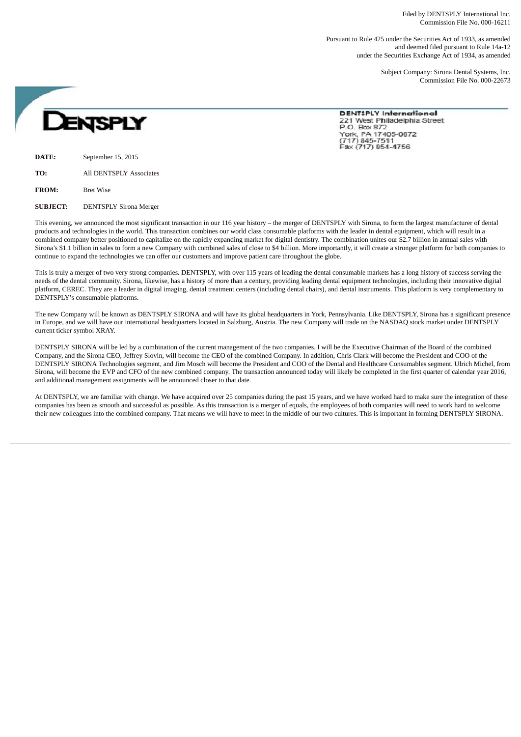Filed by DENTSPLY International Inc.
Commission File No. 000-16211

Pursuant to Rule 425 under the Securities Act of 1933, as amended
and deemed filed pursuant to Rule 14a-12
under the Securities Exchange Act of 1934, as amended

Subject Company: Sirona Dental Systems, Inc.
Commission File No. 000-22673

**DENTSPLY**

DENTSPLY International
221 West Philadelphia Street
P.O. Box 872
York, PA 17405-0872
(717) 845-7511
Fax (717) 854-4756

**DATE:** September 15, 2015

**TO:** All DENTSPLY Associates

**FROM:** Bret Wise

**SUBJECT:** DENTSPLY Sirona Merger

This evening, we announced the most significant transaction in our 116 year history – the merger of DENTSPLY with Sirona, to form the largest manufacturer of dental products and technologies in the world. This transaction combines our world class consumable platforms with the leader in dental equipment, which will result in a combined company better positioned to capitalize on the rapidly expanding market for digital dentistry. The combination unites our $2.7 billion in annual sales with Sirona's $1.1 billion in sales to form a new Company with combined sales of close to $4 billion. More importantly, it will create a stronger platform for both companies to continue to expand the technologies we can offer our customers and improve patient care throughout the globe.

This is truly a merger of two very strong companies. DENTSPLY, with over 115 years of leading the dental consumable markets has a long history of success serving the needs of the dental community. Sirona, likewise, has a history of more than a century, providing leading dental equipment technologies, including their innovative digital platform, CEREC. They are a leader in digital imaging, dental treatment centers (including dental chairs), and dental instruments. This platform is very complementary to DENTSPLY's consumable platforms.

The new Company will be known as DENTSPLY SIRONA and will have its global headquarters in York, Pennsylvania. Like DENTSPLY, Sirona has a significant presence in Europe, and we will have our international headquarters located in Salzburg, Austria. The new Company will trade on the NASDAQ stock market under DENTSPLY current ticker symbol XRAY.

DENTSPLY SIRONA will be led by a combination of the current management of the two companies. I will be the Executive Chairman of the Board of the combined Company, and the Sirona CEO, Jeffrey Slovin, will become the CEO of the combined Company. In addition, Chris Clark will become the President and COO of the DENTSPLY SIRONA Technologies segment, and Jim Mosch will become the President and COO of the Dental and Healthcare Consumables segment. Ulrich Michel, from Sirona, will become the EVP and CFO of the new combined company. The transaction announced today will likely be completed in the first quarter of calendar year 2016, and additional management assignments will be announced closer to that date.

At DENTSPLY, we are familiar with change. We have acquired over 25 companies during the past 15 years, and we have worked hard to make sure the integration of these companies has been as smooth and successful as possible. As this transaction is a merger of equals, the employees of both companies will need to work hard to welcome their new colleagues into the combined company. That means we will have to meet in the middle of our two cultures. This is important in forming DENTSPLY SIRONA.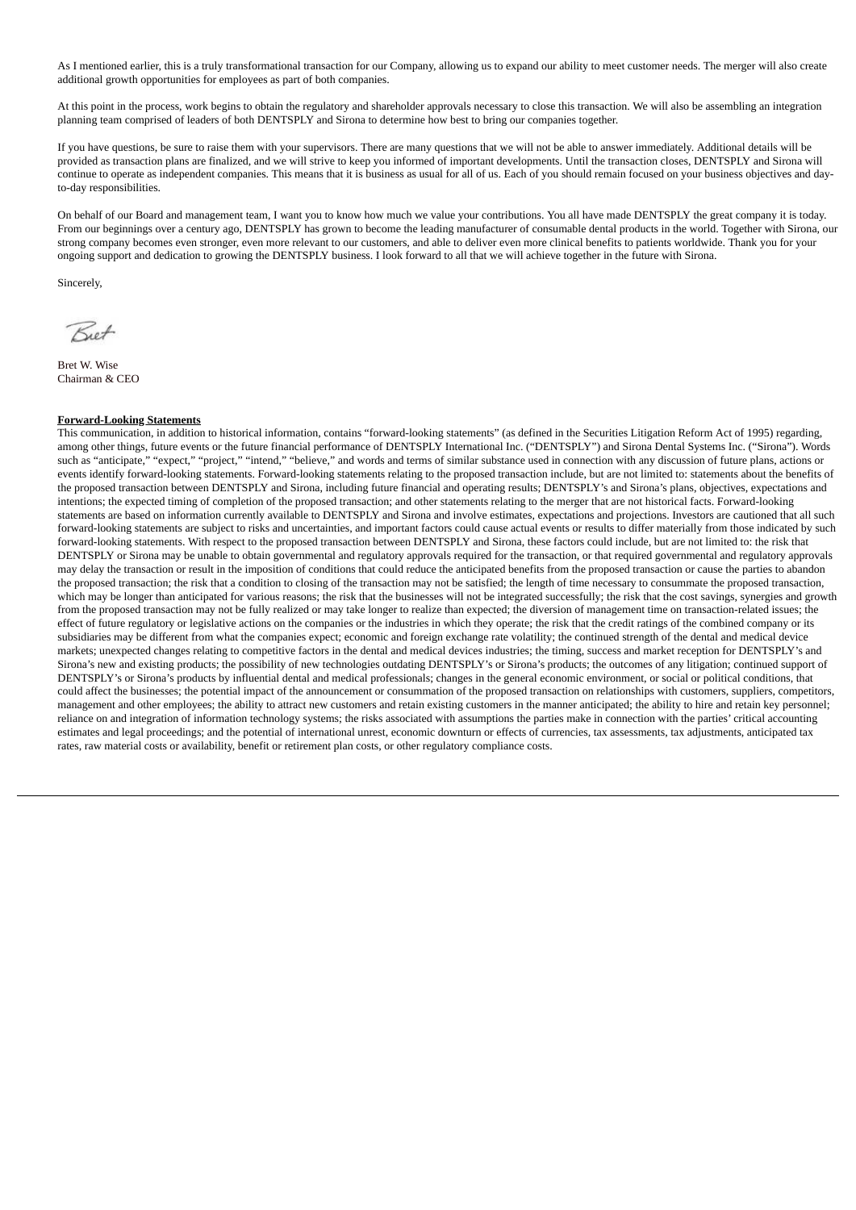As I mentioned earlier, this is a truly transformational transaction for our Company, allowing us to expand our ability to meet customer needs. The merger will also create additional growth opportunities for employees as part of both companies.

At this point in the process, work begins to obtain the regulatory and shareholder approvals necessary to close this transaction. We will also be assembling an integration planning team comprised of leaders of both DENTSPLY and Sirona to determine how best to bring our companies together.

If you have questions, be sure to raise them with your supervisors. There are many questions that we will not be able to answer immediately. Additional details will be provided as transaction plans are finalized, and we will strive to keep you informed of important developments. Until the transaction closes, DENTSPLY and Sirona will continue to operate as independent companies. This means that it is business as usual for all of us. Each of you should remain focused on your business objectives and day-to-day responsibilities.

On behalf of our Board and management team, I want you to know how much we value your contributions. You all have made DENTSPLY the great company it is today. From our beginnings over a century ago, DENTSPLY has grown to become the leading manufacturer of consumable dental products in the world. Together with Sirona, our strong company becomes even stronger, even more relevant to our customers, and able to deliver even more clinical benefits to patients worldwide. Thank you for your ongoing support and dedication to growing the DENTSPLY business. I look forward to all that we will achieve together in the future with Sirona.

Sincerely,

Bret

Bret W. Wise
Chairman & CEO

**Forward-Looking Statements**

This communication, in addition to historical information, contains "forward-looking statements" (as defined in the Securities Litigation Reform Act of 1995) regarding, among other things, future events or the future financial performance of DENTSPLY International Inc. ("DENTSPLY") and Sirona Dental Systems Inc. ("Sirona"). Words such as "anticipate," "expect," "project," "intend," "believe," and words and terms of similar substance used in connection with any discussion of future plans, actions or events identify forward-looking statements. Forward-looking statements relating to the proposed transaction include, but are not limited to: statements about the benefits of the proposed transaction between DENTSPLY and Sirona, including future financial and operating results; DENTSPLY's and Sirona's plans, objectives, expectations and intentions; the expected timing of completion of the proposed transaction; and other statements relating to the merger that are not historical facts. Forward-looking statements are based on information currently available to DENTSPLY and Sirona and involve estimates, expectations and projections. Investors are cautioned that all such forward-looking statements are subject to risks and uncertainties, and important factors could cause actual events or results to differ materially from those indicated by such forward-looking statements. With respect to the proposed transaction between DENTSPLY and Sirona, these factors could include, but are not limited to: the risk that DENTSPLY or Sirona may be unable to obtain governmental and regulatory approvals required for the transaction, or that required governmental and regulatory approvals may delay the transaction or result in the imposition of conditions that could reduce the anticipated benefits from the proposed transaction or cause the parties to abandon the proposed transaction; the risk that a condition to closing of the transaction may not be satisfied; the length of time necessary to consummate the proposed transaction, which may be longer than anticipated for various reasons; the risk that the businesses will not be integrated successfully; the risk that the cost savings, synergies and growth from the proposed transaction may not be fully realized or may take longer to realize than expected; the diversion of management time on transaction-related issues; the effect of future regulatory or legislative actions on the companies or the industries in which they operate; the risk that the credit ratings of the combined company or its subsidiaries may be different from what the companies expect; economic and foreign exchange rate volatility; the continued strength of the dental and medical device markets; unexpected changes relating to competitive factors in the dental and medical devices industries; the timing, success and market reception for DENTSPLY's and Sirona's new and existing products; the possibility of new technologies outdating DENTSPLY's or Sirona's products; the outcomes of any litigation; continued support of DENTSPLY's or Sirona's products by influential dental and medical professionals; changes in the general economic environment, or social or political conditions, that could affect the businesses; the potential impact of the announcement or consummation of the proposed transaction on relationships with customers, suppliers, competitors, management and other employees; the ability to attract new customers and retain existing customers in the manner anticipated; the ability to hire and retain key personnel; reliance on and integration of information technology systems; the risks associated with assumptions the parties make in connection with the parties' critical accounting estimates and legal proceedings; and the potential of international unrest, economic downturn or effects of currencies, tax assessments, tax adjustments, anticipated tax rates, raw material costs or availability, benefit or retirement plan costs, or other regulatory compliance costs.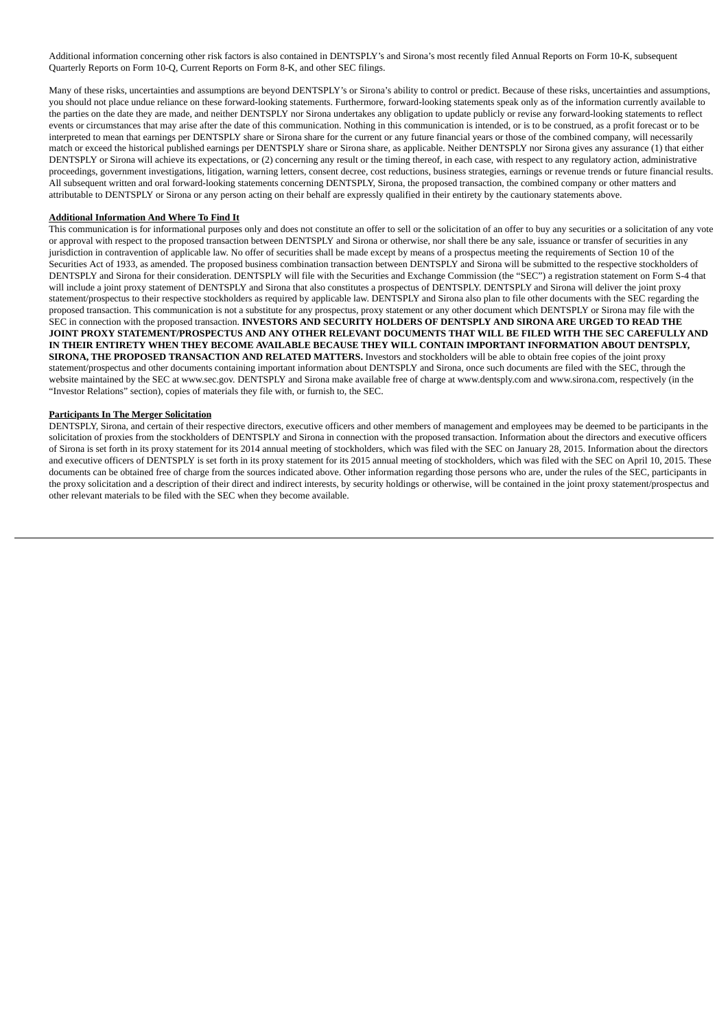Additional information concerning other risk factors is also contained in DENTSPLY's and Sirona's most recently filed Annual Reports on Form 10-K, subsequent Quarterly Reports on Form 10-Q, Current Reports on Form 8-K, and other SEC filings.

Many of these risks, uncertainties and assumptions are beyond DENTSPLY's or Sirona's ability to control or predict. Because of these risks, uncertainties and assumptions, you should not place undue reliance on these forward-looking statements. Furthermore, forward-looking statements speak only as of the information currently available to the parties on the date they are made, and neither DENTSPLY nor Sirona undertakes any obligation to update publicly or revise any forward-looking statements to reflect events or circumstances that may arise after the date of this communication. Nothing in this communication is intended, or is to be construed, as a profit forecast or to be interpreted to mean that earnings per DENTSPLY share or Sirona share for the current or any future financial years or those of the combined company, will necessarily match or exceed the historical published earnings per DENTSPLY share or Sirona share, as applicable. Neither DENTSPLY nor Sirona gives any assurance (1) that either DENTSPLY or Sirona will achieve its expectations, or (2) concerning any result or the timing thereof, in each case, with respect to any regulatory action, administrative proceedings, government investigations, litigation, warning letters, consent decree, cost reductions, business strategies, earnings or revenue trends or future financial results. All subsequent written and oral forward-looking statements concerning DENTSPLY, Sirona, the proposed transaction, the combined company or other matters and attributable to DENTSPLY or Sirona or any person acting on their behalf are expressly qualified in their entirety by the cautionary statements above.

**Additional Information And Where To Find It**

This communication is for informational purposes only and does not constitute an offer to sell or the solicitation of an offer to buy any securities or a solicitation of any vote or approval with respect to the proposed transaction between DENTSPLY and Sirona or otherwise, nor shall there be any sale, issuance or transfer of securities in any jurisdiction in contravention of applicable law. No offer of securities shall be made except by means of a prospectus meeting the requirements of Section 10 of the Securities Act of 1933, as amended. The proposed business combination transaction between DENTSPLY and Sirona will be submitted to the respective stockholders of DENTSPLY and Sirona for their consideration. DENTSPLY will file with the Securities and Exchange Commission (the "SEC") a registration statement on Form S-4 that will include a joint proxy statement of DENTSPLY and Sirona that also constitutes a prospectus of DENTSPLY. DENTSPLY and Sirona will deliver the joint proxy statement/prospectus to their respective stockholders as required by applicable law. DENTSPLY and Sirona also plan to file other documents with the SEC regarding the proposed transaction. This communication is not a substitute for any prospectus, proxy statement or any other document which DENTSPLY or Sirona may file with the SEC in connection with the proposed transaction. **INVESTORS AND SECURITY HOLDERS OF DENTSPLY AND SIRONA ARE URGED TO READ THE JOINT PROXY STATEMENT/PROSPECTUS AND ANY OTHER RELEVANT DOCUMENTS THAT WILL BE FILED WITH THE SEC CAREFULLY AND IN THEIR ENTIRETY WHEN THEY BECOME AVAILABLE BECAUSE THEY WILL CONTAIN IMPORTANT INFORMATION ABOUT DENTSPLY, SIRONA, THE PROPOSED TRANSACTION AND RELATED MATTERS.** Investors and stockholders will be able to obtain free copies of the joint proxy statement/prospectus and other documents containing important information about DENTSPLY and Sirona, once such documents are filed with the SEC, through the website maintained by the SEC at www.sec.gov. DENTSPLY and Sirona make available free of charge at www.dentsply.com and www.sirona.com, respectively (in the "Investor Relations" section), copies of materials they file with, or furnish to, the SEC.

**Participants In The Merger Solicitation**

DENTSPLY, Sirona, and certain of their respective directors, executive officers and other members of management and employees may be deemed to be participants in the solicitation of proxies from the stockholders of DENTSPLY and Sirona in connection with the proposed transaction. Information about the directors and executive officers of Sirona is set forth in its proxy statement for its 2014 annual meeting of stockholders, which was filed with the SEC on January 28, 2015. Information about the directors and executive officers of DENTSPLY is set forth in its proxy statement for its 2015 annual meeting of stockholders, which was filed with the SEC on April 10, 2015. These documents can be obtained free of charge from the sources indicated above. Other information regarding those persons who are, under the rules of the SEC, participants in the proxy solicitation and a description of their direct and indirect interests, by security holdings or otherwise, will be contained in the joint proxy statement/prospectus and other relevant materials to be filed with the SEC when they become available.